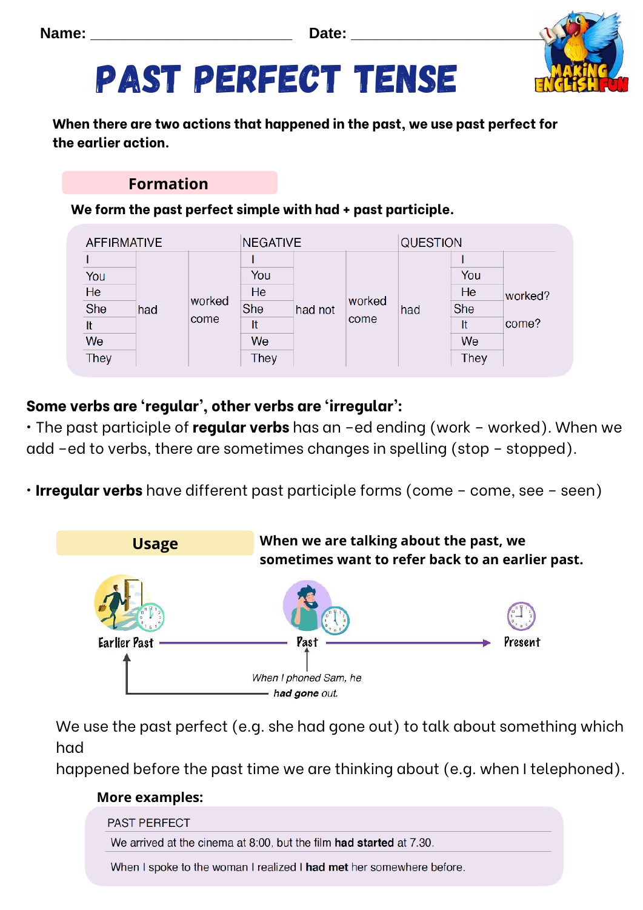Name: ______________________ Date: ______________________

# PAST PERFECT TENSE

**When there are two actions that happened in the past, we use past perfect for the earlier action.**

## Formation

**We form the past perfect simple with had + past participle.**

| AFFIRMATIVE | | | NEGATIVE | | | QUESTION | | |
|---|---|---|---|---|---|---|---|---|
| I | had | worked / come | I | had not | worked / come | had | I | worked? / come? |
| You | | | You | | | | You | |
| He | | | He | | | | He | |
| She | | | She | | | | She | |
| It | | | It | | | | It | |
| We | | | We | | | | We | |
| They | | | They | | | | They | |

**Some verbs are 'regular', other verbs are 'irregular':**

- The past participle of **regular verbs** has an –ed ending (work – worked). When we add –ed to verbs, there are sometimes changes in spelling (stop – stopped).
- **Irregular verbs** have different past participle forms (come – come, see – seen)

## Usage

**When we are talking about the past, we sometimes want to refer back to an earlier past.**

Earlier Past → Past → Present

*When I phoned Sam, he **had gone** out.*

We use the past perfect (e.g. she had gone out) to talk about something which had happened before the past time we are thinking about (e.g. when I telephoned).

**More examples:**

| PAST PERFECT |
|---|
| We arrived at the cinema at 8:00, but the film **had started** at 7.30. |
| When I spoke to the woman I realized I **had met** her somewhere before. |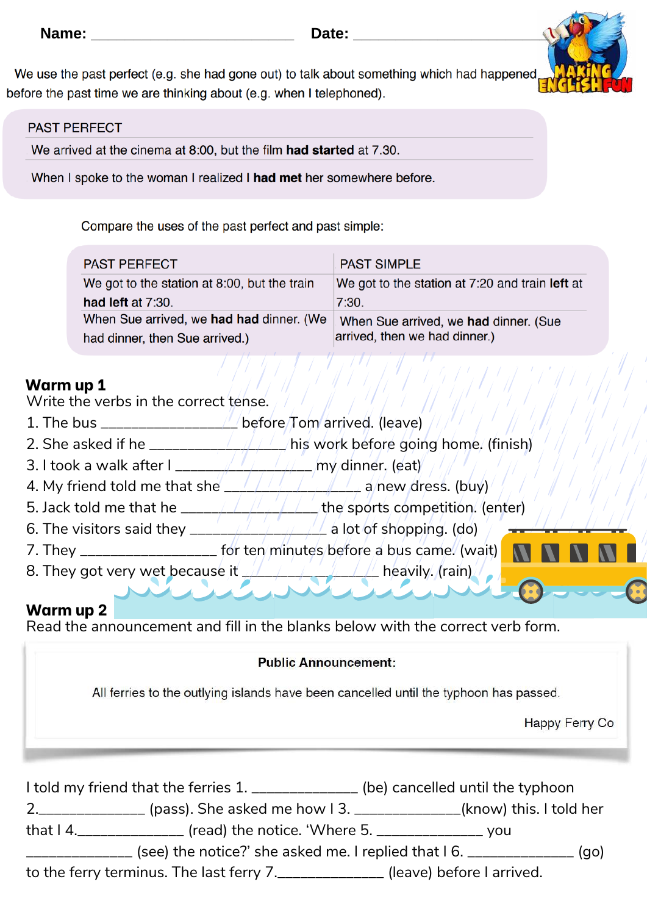**Name:** ______________________________ **Date:** ______________________________

We use the past perfect (e.g. she had gone out) to talk about something which had happened before the past time we are thinking about (e.g. when I telephoned).

| PAST PERFECT |
|---|
| We arrived at the cinema at 8:00, but the film **had started** at 7.30. |
| When I spoke to the woman I realized I **had met** her somewhere before. |

Compare the uses of the past perfect and past simple:

| PAST PERFECT | PAST SIMPLE |
|---|---|
| We got to the station at 8:00, but the train **had left** at 7:30. | We got to the station at 7:20 and train **left** at 7:30. |
| When Sue arrived, we **had had** dinner. (We had dinner, then Sue arrived.) | When Sue arrived, we **had** dinner. (Sue arrived, then we had dinner.) |

## Warm up 1

Write the verbs in the correct tense.

1. The bus __________________ before Tom arrived. (leave)
2. She asked if he __________________ his work before going home. (finish)
3. I took a walk after I __________________ my dinner. (eat)
4. My friend told me that she __________________ a new dress. (buy)
5. Jack told me that he __________________ the sports competition. (enter)
6. The visitors said they __________________ a lot of shopping. (do)
7. They __________________ for ten minutes before a bus came. (wait)
8. They got very wet because it __________________ heavily. (rain)

## Warm up 2

Read the announcement and fill in the blanks below with the correct verb form.

> **Public Announcement:**
>
> All ferries to the outlying islands have been cancelled until the typhoon has passed.
>
> Happy Ferry Co

I told my friend that the ferries 1. ______________ (be) cancelled until the typhoon 2.______________ (pass). She asked me how I 3. ______________(know) this. I told her that I 4.______________ (read) the notice. 'Where 5. ______________ you ______________ (see) the notice?' she asked me. I replied that I 6. ______________ (go) to the ferry terminus. The last ferry 7.______________ (leave) before I arrived.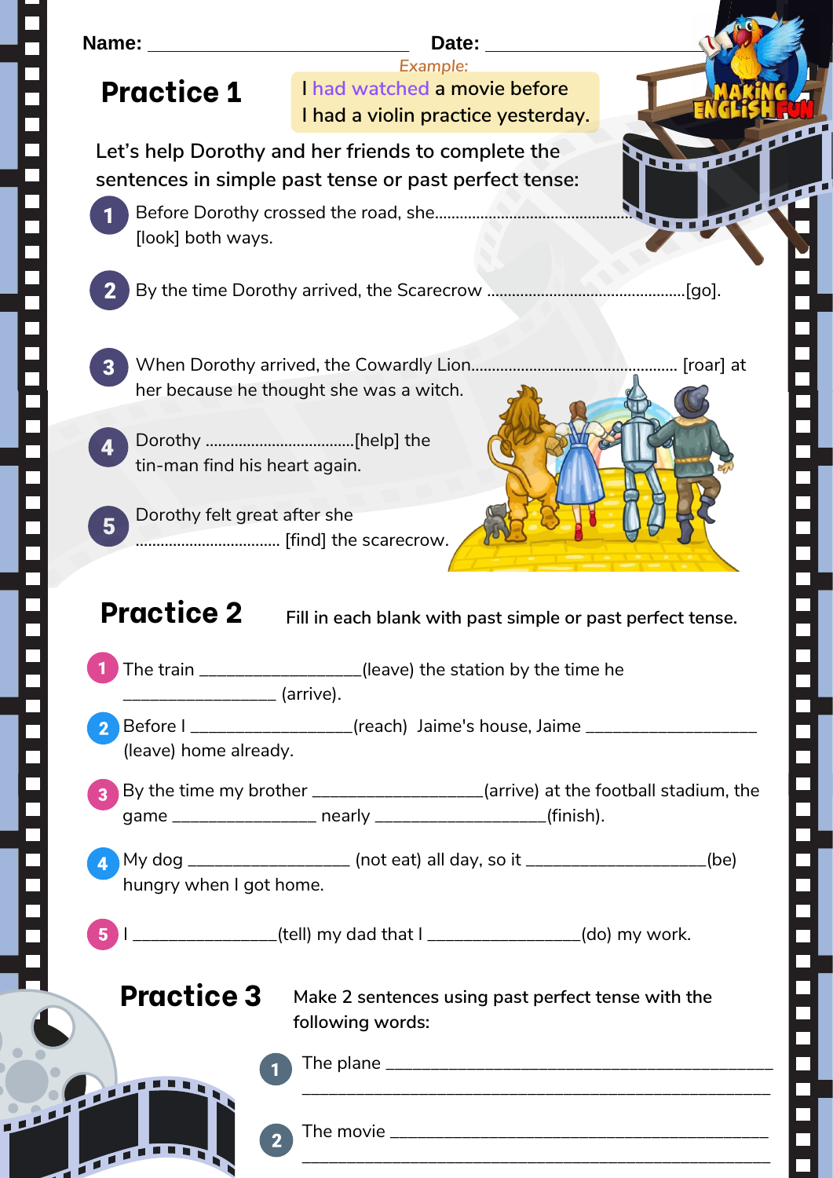Name: ______________________________ Date: ______________________

# Practice 1

*Example:*
I had watched a movie before
I had a violin practice yesterday.

Let's help Dorothy and her friends to complete the sentences in simple past tense or past perfect tense:

1. Before Dorothy crossed the road, she................................................. [look] both ways.
2. By the time Dorothy arrived, the Scarecrow ...............................................[go].
3. When Dorothy arrived, the Cowardly Lion................................................ [roar] at her because he thought she was a witch.
4. Dorothy ...................................[help] the tin-man find his heart again.
5. Dorothy felt great after she .................................. [find] the scarecrow.

# Practice 2

Fill in each blank with past simple or past perfect tense.

1. The train _________________(leave) the station by the time he ________________ (arrive).
2. Before I _________________(reach) Jaime's house, Jaime __________________ (leave) home already.
3. By the time my brother __________________(arrive) at the football stadium, the game _______________ nearly __________________(finish).
4. My dog _________________ (not eat) all day, so it ___________________(be) hungry when I got home.
5. I _______________(tell) my dad that I ________________(do) my work.

# Practice 3

Make 2 sentences using past perfect tense with the following words:

1. The plane ____________________________________________
   ____________________________________________
2. The movie ____________________________________________
   ____________________________________________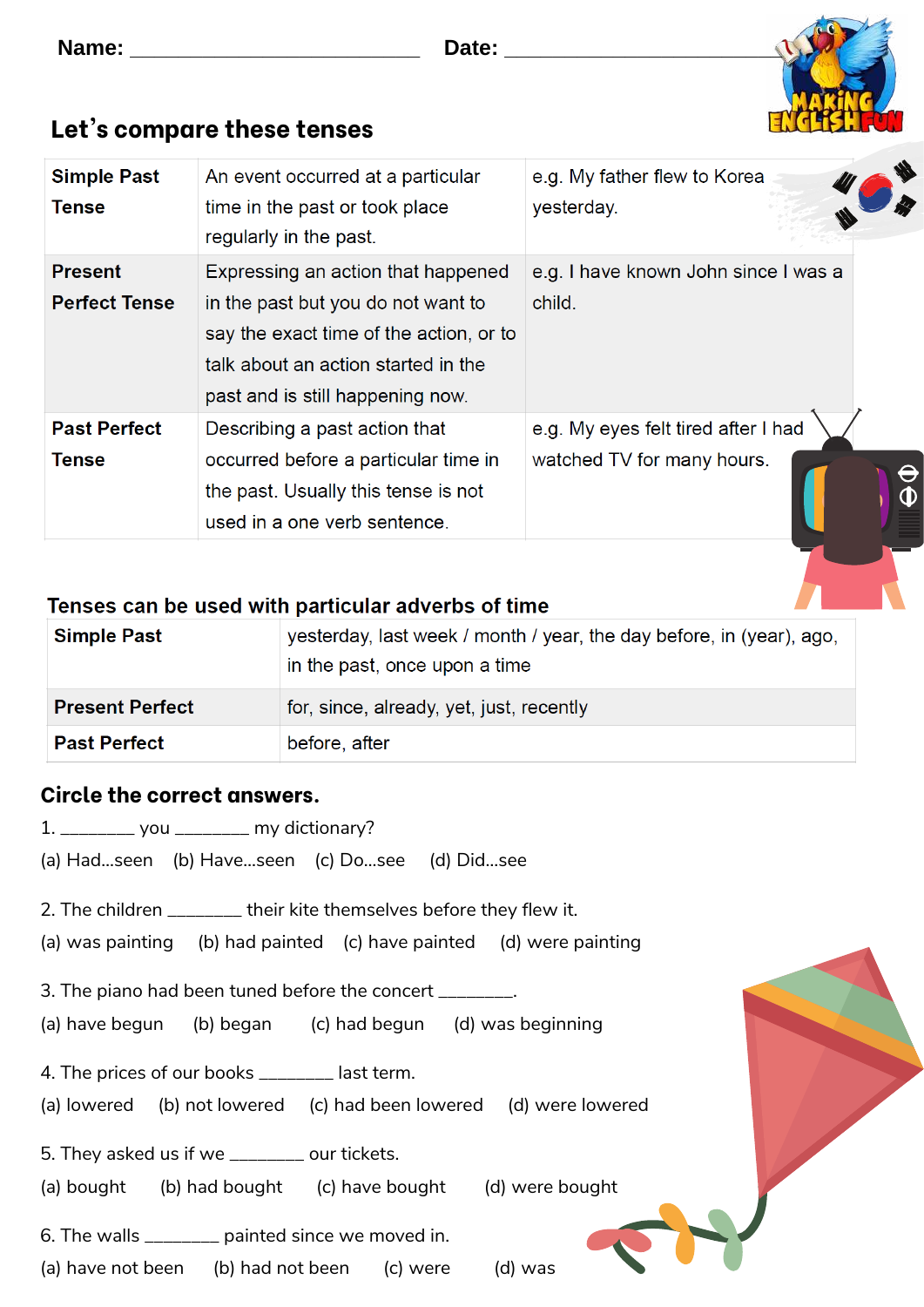Name: ______________________________ Date: ______________________________

## Let’s compare these tenses

| | | |
|---|---|---|
| **Simple Past Tense** | An event occurred at a particular time in the past or took place regularly in the past. | e.g. My father flew to Korea yesterday. |
| **Present Perfect Tense** | Expressing an action that happened in the past but you do not want to say the exact time of the action, or to talk about an action started in the past and is still happening now. | e.g. I have known John since I was a child. |
| **Past Perfect Tense** | Describing a past action that occurred before a particular time in the past. Usually this tense is not used in a one verb sentence. | e.g. My eyes felt tired after I had watched TV for many hours. |

### Tenses can be used with particular adverbs of time

| | |
|---|---|
| **Simple Past** | yesterday, last week / month / year, the day before, in (year), ago, in the past, once upon a time |
| **Present Perfect** | for, since, already, yet, just, recently |
| **Past Perfect** | before, after |

### Circle the correct answers.

1. ________ you ________ my dictionary?
(a) Had...seen (b) Have...seen (c) Do...see (d) Did...see

2. The children ________ their kite themselves before they flew it.
(a) was painting (b) had painted (c) have painted (d) were painting

3. The piano had been tuned before the concert ________.
(a) have begun (b) began (c) had begun (d) was beginning

4. The prices of our books ________ last term.
(a) lowered (b) not lowered (c) had been lowered (d) were lowered

5. They asked us if we ________ our tickets.
(a) bought (b) had bought (c) have bought (d) were bought

6. The walls ________ painted since we moved in.
(a) have not been (b) had not been (c) were (d) was